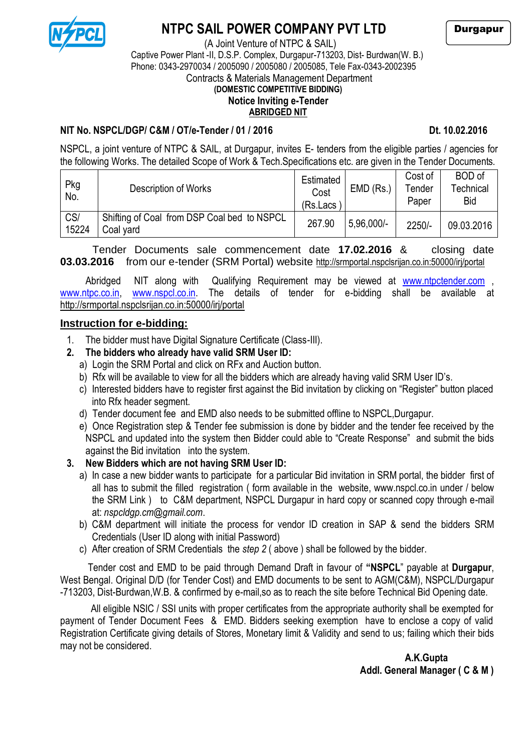# NTPC SAIL POWER COMPANY PVT LTD

**Durgapur**

(A Joint Venture of NTPC & SAIL)
Captive Power Plant -II, D.S.P. Complex, Durgapur-713203, Dist- Burdwan(W. B.)
Phone: 0343-2970034 / 2005090 / 2005080 / 2005085, Tele Fax-0343-2002395
Contracts & Materials Management Department

**(DOMESTIC COMPETITIVE BIDDING)**

**Notice Inviting e-Tender**

**ABRIDGED NIT**

**NIT No. NSPCL/DGP/ C&M / OT/e-Tender / 01 / 2016** **Dt. 10.02.2016**

NSPCL, a joint venture of NTPC & SAIL, at Durgapur, invites E- tenders from the eligible parties / agencies for the following Works. The detailed Scope of Work & Tech.Specifications etc. are given in the Tender Documents.

| Pkg No. | Description of Works | Estimated Cost (Rs.Lacs ) | EMD (Rs.) | Cost of Tender Paper | BOD of Technical Bid |
|---|---|---|---|---|---|
| CS/ 15224 | Shifting of Coal from DSP Coal bed to NSPCL Coal yard | 267.90 | 5,96,000/- | 2250/- | 09.03.2016 |

Tender Documents sale commencement date **17.02.2016** & closing date **03.03.2016** from our e-tender (SRM Portal) website http://srmportal.nspclsrijan.co.in:50000/irj/portal

Abridged NIT along with Qualifying Requirement may be viewed at www.ntpctender.com , www.ntpc.co.in, www.nspcl.co.in. The details of tender for e-bidding shall be available at http://srmportal.nspclsrijan.co.in:50000/irj/portal

## Instruction for e-bidding:

1. The bidder must have Digital Signature Certificate (Class-III).
2. **The bidders who already have valid SRM User ID:**
   a) Login the SRM Portal and click on RFx and Auction button.
   b) Rfx will be available to view for all the bidders which are already having valid SRM User ID's.
   c) Interested bidders have to register first against the Bid invitation by clicking on "Register" button placed into Rfx header segment.
   d) Tender document fee and EMD also needs to be submitted offline to NSPCL,Durgapur.
   e) Once Registration step & Tender fee submission is done by bidder and the tender fee received by the NSPCL and updated into the system then Bidder could able to "Create Response" and submit the bids against the Bid invitation into the system.
3. **New Bidders which are not having SRM User ID:**
   a) In case a new bidder wants to participate for a particular Bid invitation in SRM portal, the bidder first of all has to submit the filled registration ( form available in the website, www.nspcl.co.in under / below the SRM Link ) to C&M department, NSPCL Durgapur in hard copy or scanned copy through e-mail at: *nspcldgp.cm@gmail.com*.
   b) C&M department will initiate the process for vendor ID creation in SAP & send the bidders SRM Credentials (User ID along with initial Password)
   c) After creation of SRM Credentials the *step 2* ( above ) shall be followed by the bidder.

Tender cost and EMD to be paid through Demand Draft in favour of **"NSPCL"** payable at **Durgapur**, West Bengal. Original D/D (for Tender Cost) and EMD documents to be sent to AGM(C&M), NSPCL/Durgapur -713203, Dist-Burdwan,W.B. & confirmed by e-mail,so as to reach the site before Technical Bid Opening date.

All eligible NSIC / SSI units with proper certificates from the appropriate authority shall be exempted for payment of Tender Document Fees & EMD. Bidders seeking exemption have to enclose a copy of valid Registration Certificate giving details of Stores, Monetary limit & Validity and send to us; failing which their bids may not be considered.

**A.K.Gupta**
**Addl. General Manager ( C & M )**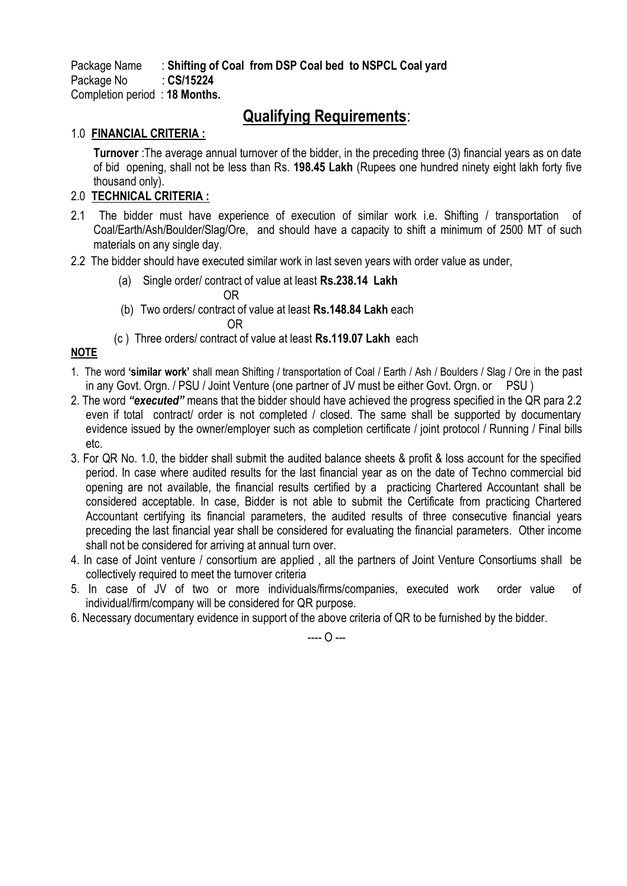Package Name : **Shifting of Coal from DSP Coal bed to NSPCL Coal yard**
Package No : **CS/15224**
Completion period : **18 Months.**

# Qualifying Requirements:

## 1.0 FINANCIAL CRITERIA :

**Turnover** :The average annual turnover of the bidder, in the preceding three (3) financial years as on date of bid opening, shall not be less than Rs. **198.45 Lakh** (Rupees one hundred ninety eight lakh forty five thousand only).

## 2.0 TECHNICAL CRITERIA :

2.1 The bidder must have experience of execution of similar work i.e. Shifting / transportation of Coal/Earth/Ash/Boulder/Slag/Ore, and should have a capacity to shift a minimum of 2500 MT of such materials on any single day.

2.2 The bidder should have executed similar work in last seven years with order value as under,

(a) Single order/ contract of value at least **Rs.238.14 Lakh**

OR

(b) Two orders/ contract of value at least **Rs.148.84 Lakh** each

OR

(c ) Three orders/ contract of value at least **Rs.119.07 Lakh** each

**NOTE**

1. The word **'similar work'** shall mean Shifting / transportation of Coal / Earth / Ash / Boulders / Slag / Ore in the past in any Govt. Orgn. / PSU / Joint Venture (one partner of JV must be either Govt. Orgn. or PSU )
2. The word ***"executed"*** means that the bidder should have achieved the progress specified in the QR para 2.2 even if total contract/ order is not completed / closed. The same shall be supported by documentary evidence issued by the owner/employer such as completion certificate / joint protocol / Running / Final bills etc.
3. For QR No. 1.0, the bidder shall submit the audited balance sheets & profit & loss account for the specified period. In case where audited results for the last financial year as on the date of Techno commercial bid opening are not available, the financial results certified by a practicing Chartered Accountant shall be considered acceptable. In case, Bidder is not able to submit the Certificate from practicing Chartered Accountant certifying its financial parameters, the audited results of three consecutive financial years preceding the last financial year shall be considered for evaluating the financial parameters. Other income shall not be considered for arriving at annual turn over.
4. In case of Joint venture / consortium are applied , all the partners of Joint Venture Consortiums shall be collectively required to meet the turnover criteria
5. In case of JV of two or more individuals/firms/companies, executed work order value of individual/firm/company will be considered for QR purpose.
6. Necessary documentary evidence in support of the above criteria of QR to be furnished by the bidder.

---- O ---